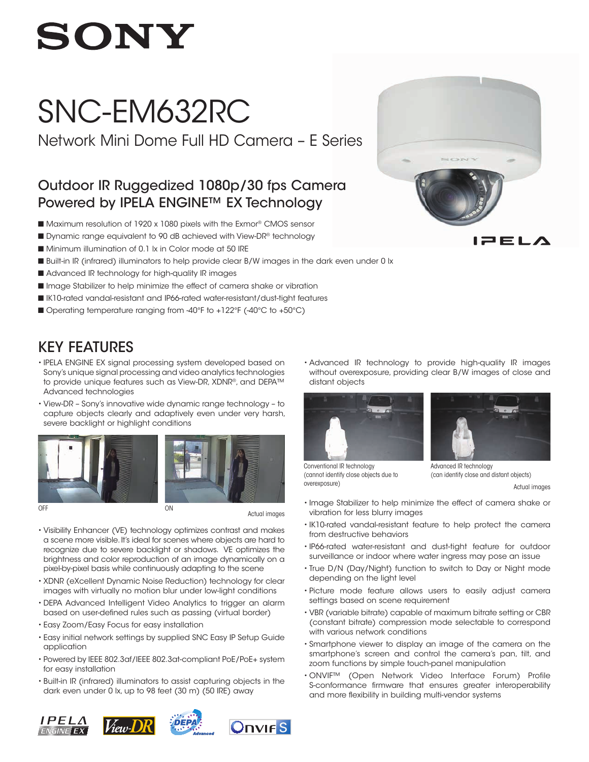# SONY

# SNC-EM632RC

## Network Mini Dome Full HD Camera – E Series

### Outdoor IR Ruggedized 1080p/30 fps Camera Powered by IPELA ENGINE™ EX Technology

- Maximum resolution of 1920 x 1080 pixels with the Exmor® CMOS sensor
- Dynamic range equivalent to 90 dB achieved with View-DR® technology
- Minimum illumination of 0.1 lx in Color mode at 50 IRE
- Built-in IR (infrared) illuminators to help provide clear B/W images in the dark even under 0 lx
- Advanced IR technology for high-quality IR images
- Image Stabilizer to help minimize the effect of camera shake or vibration
- IK10-rated vandal-resistant and IP66-rated water-resistant/dust-tight features
- Operating temperature ranging from -40°F to +122°F (-40°C to +50°C)

IPELA

## KEY FEATURES

- IPELA ENGINE EX signal processing system developed based on Sony's unique signal processing and video analytics technologies to provide unique features such as View-DR, XDNR®, and DEPA™ Advanced technologies
- View-DR – Sony's innovative wide dynamic range technology – to capture objects clearly and adaptively even under very harsh, severe backlight or highlight conditions

OFF ON Actual images

- Visibility Enhancer (VE) technology optimizes contrast and makes a scene more visible. It's ideal for scenes where objects are hard to recognize due to severe backlight or shadows. VE optimizes the brightness and color reproduction of an image dynamically on a pixel-by-pixel basis while continuously adapting to the scene
- XDNR (eXcellent Dynamic Noise Reduction) technology for clear images with virtually no motion blur under low-light conditions
- DEPA Advanced Intelligent Video Analytics to trigger an alarm based on user-defined rules such as passing (virtual border)
- Easy Zoom/Easy Focus for easy installation
- Easy initial network settings by supplied SNC Easy IP Setup Guide application
- Powered by IEEE 802.3af/IEEE 802.3at-compliant PoE/PoE+ system for easy installation
- Built-in IR (infrared) illuminators to assist capturing objects in the dark even under 0 lx, up to 98 feet (30 m) (50 IRE) away
- Advanced IR technology to provide high-quality IR images without overexposure, providing clear B/W images of close and distant objects

Conventional IR technology (cannot identify close objects due to overexposure)

Advanced IR technology (can identify close and distant objects)

Actual images

- Image Stabilizer to help minimize the effect of camera shake or vibration for less blurry images
- IK10-rated vandal-resistant feature to help protect the camera from destructive behaviors
- IP66-rated water-resistant and dust-tight feature for outdoor surveillance or indoor where water ingress may pose an issue
- True D/N (Day/Night) function to switch to Day or Night mode depending on the light level
- Picture mode feature allows users to easily adjust camera settings based on scene requirement
- VBR (variable bitrate) capable of maximum bitrate setting or CBR (constant bitrate) compression mode selectable to correspond with various network conditions
- Smartphone viewer to display an image of the camera on the smartphone's screen and control the camera's pan, tilt, and zoom functions by simple touch-panel manipulation
- ONVIF™ (Open Network Video Interface Forum) Profile S-conformance firmware that ensures greater interoperability and more flexibility in building multi-vendor systems

IPELA ENGINE EX View-DR DEPA Advanced ONVIF S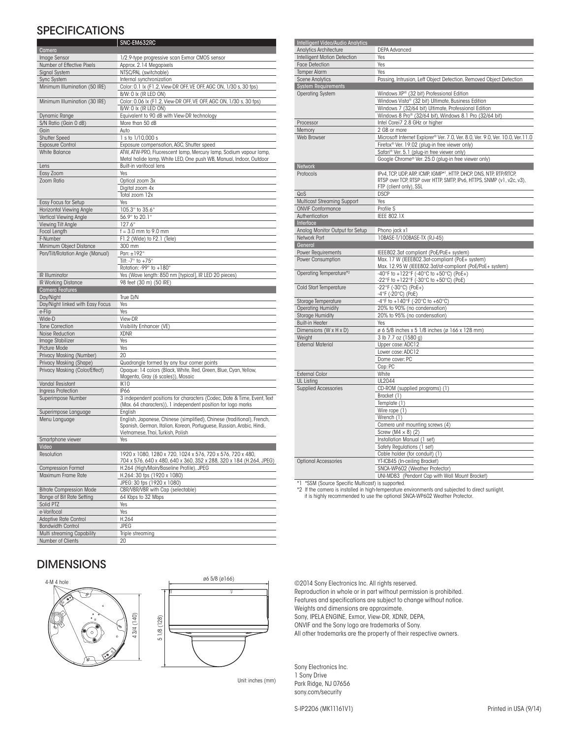## SPECIFICATIONS

| | SNC-EM632RC |
|---|---|
| **Camera** | |
| Image Sensor | 1/2.9-type progressive scan Exmor CMOS sensor |
| Number of Effective Pixels | Approx. 2.14 Megapixels |
| Signal System | NTSC/PAL (switchable) |
| Sync System | Internal synchronization |
| Minimum Illumination (50 IRE) | Color: 0.1 lx (F1.2, View-DR OFF, VE OFF, AGC ON, 1/30 s, 30 fps)<br>B/W: 0 lx (IR LED ON) |
| Minimum Illumination (30 IRE) | Color: 0.06 lx (F1.2, View-DR OFF, VE OFF, AGC ON, 1/30 s, 30 fps)<br>B/W: 0 lx (IR LED ON) |
| Dynamic Range | Equivalent to 90 dB with View-DR technology |
| S/N Ratio (Gain 0 dB) | More than 50 dB |
| Gain | Auto |
| Shutter Speed | 1 s to 1/10,000 s |
| Exposure Control | Exposure compensation, AGC, Shutter speed |
| White Balance | ATW, ATW-PRO, Fluorescent lamp, Mercury lamp, Sodium vapour lamp, Metal halide lamp, White LED, One push WB, Manual, Indoor, Outdoor |
| Lens | Built-in varifocal lens |
| Easy Zoom | Yes |
| Zoom Ratio | Optical zoom 3x<br>Digital zoom 4x<br>Total zoom 12x |
| Easy Focus for Setup | Yes |
| Horizontal Viewing Angle | 105.3° to 35.6° |
| Vertical Viewing Angle | 56.9° to 20.1° |
| Viewing Tilt Angle | 127.6° |
| Focal Length | f = 3.0 mm to 9.0 mm |
| F-Number | F1.2 (Wide) to F2.1 (Tele) |
| Minimum Object Distance | 300 mm |
| Pan/Tilt/Rotation Angle (Manual) | Pan: ±192°<br>Tilt: -7° to +75°<br>Rotation: -99° to +180° |
| IR Illuminator | Yes (Wave length: 850 nm [typical], IR LED 20 pieces) |
| IR Working Distance | 98 feet (30 m) (50 IRE) |
| **Camera Features** | |
| Day/Night | True D/N |
| Day/Night linked with Easy Focus | Yes |
| e-Flip | Yes |
| Wide-D | View-DR |
| Tone Correction | Visibility Enhancer (VE) |
| Noise Reduction | XDNR |
| Image Stabilizer | Yes |
| Picture Mode | Yes |
| Privacy Masking (Number) | 20 |
| Privacy Masking (Shape) | Quadrangle formed by any four corner points |
| Privacy Masking (Color/Effect) | Opaque: 14 colors (Black, White, Red, Green, Blue, Cyan, Yellow, Magenta, Gray (6 scales)), Mosaic |
| Vandal Resistant | IK10 |
| Ingress Protection | IP66 |
| Superimpose Number | 3 independent positions for characters (Codec, Date & Time, Event, Text (Max. 64 characters)), 1 independent position for logo marks |
| Superimpose Language | English |
| Menu Language | English, Japanese, Chinese (simplified), Chinese (traditional), French, Spanish, German, Italian, Korean, Portuguese, Russian, Arabic, Hindi, Vietnamese, Thai, Turkish, Polish |
| Smartphone viewer | Yes |
| **Video** | |
| Resolution | 1920 x 1080, 1280 x 720, 1024 x 576, 720 x 576, 720 x 480, 704 x 576, 640 x 480, 640 x 360, 352 x 288, 320 x 184 (H.264, JPEG) |
| Compression Format | H.264 (High/Main/Baseline Profile), JPEG |
| Maximum Frame Rate | H.264: 30 fps (1920 x 1080)<br>JPEG: 30 fps (1920 x 1080) |
| Bitrate Compression Mode | CBR/VBR/VBR with Cap (selectable) |
| Range of Bit Rate Setting | 64 Kbps to 32 Mbps |
| Solid PTZ | Yes |
| e-Varifocal | Yes |
| Adaptive Rate Control | H.264 |
| Bandwidth Control | JPEG |
| Multi streaming Capability | Triple streaming |
| Number of Clients | 20 |
| **Intelligent Video/Audio Analytics** | |
| Analytics Architecture | DEPA Advanced |
| Intelligent Motion Detection | Yes |
| Face Detection | Yes |
| Tamper Alarm | Yes |
| Scene Analytics | Passing, Intrusion, Left Object Detection, Removed Object Detection |
| **System Requirements** | |
| Operating System | Windows XP® (32 bit) Professional Edition<br>Windows Vista® (32 bit) Ultimate, Business Edition<br>Windows 7 (32/64 bit) Ultimate, Professional Edition<br>Windows 8 Pro® (32/64 bit), Windows 8.1 Pro (32/64 bit) |
| Processor | Intel Corei7 2.8 GHz or higher |
| Memory | 2 GB or more |
| Web Browser | Microsoft Internet Explorer® Ver. 7.0, Ver. 8.0, Ver. 9.0, Ver. 10.0, Ver.11.0<br>Firefox® Ver. 19.02 (plug-in free viewer only)<br>Safari® Ver. 5.1 (plug-in free viewer only)<br>Google Chrome® Ver. 25.0 (plug-in free viewer only) |
| **Network** | |
| Protocols | IPv4, TCP, UDP, ARP, ICMP, IGMP*1, HTTP, DHCP, DNS, NTP, RTP/RTCP, RTSP over TCP, RTSP over HTTP, SMTP, IPv6, HTTPS, SNMP (v1, v2c, v3), FTP (client only), SSL |
| QoS | DSCP |
| Multicast Streaming Support | Yes |
| ONVIF Conformance | Profile S |
| Authentication | IEEE 802.1X |
| **Interface** | |
| Analog Monitor Output for Setup | Phono jack x1 |
| Network Port | 10BASE-T/100BASE-TX (RJ-45) |
| **General** | |
| Power Requirements | IEEE802.3at compliant (PoE/PoE+ system) |
| Power Consumption | Max. 17 W (IEEE802.3at-compliant (PoE+ system)<br>Max. 12.95 W (IEEE802.3af/at-compliant (PoE/PoE+ system) |
| Operating Temperature*2 | -40°F to +122°F (-40°C to +50°C) (PoE+)<br>-22°F to +122°F (-30°C to +50°C) (PoE) |
| Cold Start Temperature | -22°F (-30°C) (PoE+)<br>-4°F (-20°C) (PoE) |
| Storage Temperature | -4°F to +140°F (-20°C to +60°C) |
| Operating Humidity | 20% to 90% (no condensation) |
| Storage Humidity | 20% to 95% (no condensation) |
| Built-in Heater | Yes |
| Dimensions (W x H x D) | ø 6 5/8 inches x 5 1/8 inches (ø 166 x 128 mm) |
| Weight | 3 lb 7.7 oz (1580 g) |
| External Material | Upper case: ADC12<br>Lower case: ADC12<br>Dome cover: PC<br>Cap: PC |
| External Color | White |
| UL Listing | UL2044 |
| Supplied Accessories | CD-ROM (supplied programs) (1)<br>Bracket (1)<br>Template (1)<br>Wire rope (1)<br>Wrench (1)<br>Camera unit mounting screws (4)<br>Screw (M4 x 8) (2)<br>Installation Manual (1 set)<br>Safety Regulations (1 set)<br>Cable holder (for conduit) (1) |
| Optional Accessories | YT-ICB45 (In-ceiling Bracket)<br>SNCA-WP602 (Weather Protector)<br>UNI-MDB3 (Pendant Cap with Wall Mount Bracket) |

*1 *SSM (Source Specific Multicast) is supported.
*2 If the camera is installed in high-temperature environments and subjected to direct sunlight, it is highly recommended to use the optional SNCA-WP602 Weather Protector.

## DIMENSIONS

4-M 4 hole

4 3/4 (140)

ø6 5/8 (ø166)

5 1/8 (128)

Unit: inches (mm)

©2014 Sony Electronics Inc. All rights reserved.
Reproduction in whole or in part without permission is prohibited.
Features and specifications are subject to change without notice.
Weights and dimensions are approximate.
Sony, IPELA ENGINE, Exmor, View-DR, XDNR, DEPA,
ONVIF and the Sony logo are trademarks of Sony.
All other trademarks are the property of their respective owners.

Sony Electronics Inc.
1 Sony Drive
Park Ridge, NJ 07656
sony.com/security

S-IP2206 (MK11161V1) Printed in USA (9/14)